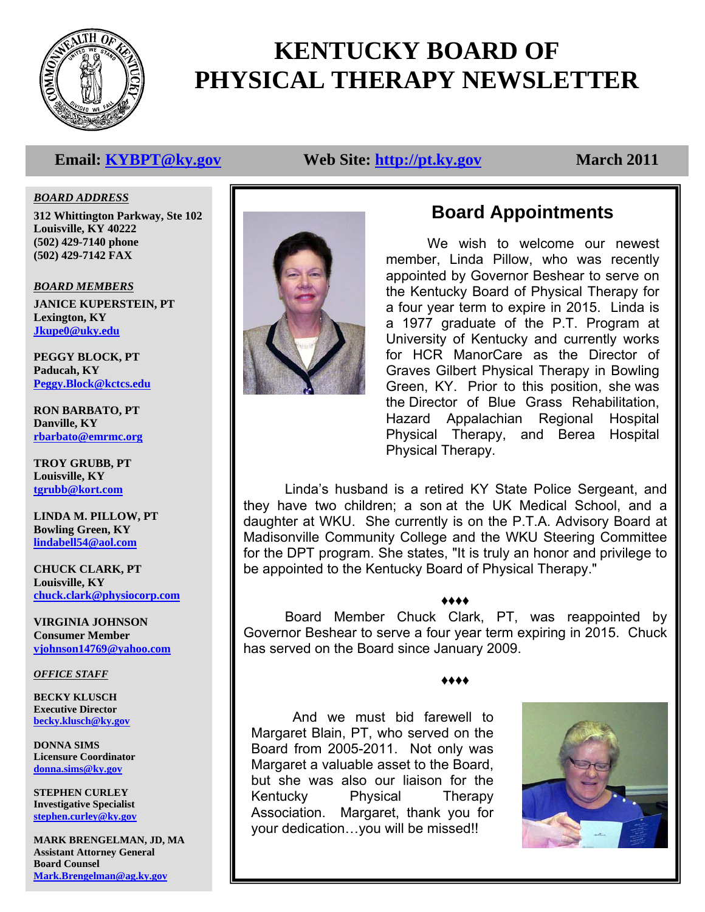# KENTUCKY BOARD OF PHYSICAL THERAPY NEWSLETTER

**Email: KYBPT@ky.gov** **Web Site: http://pt.ky.gov** **March 2011**

***BOARD ADDRESS***

**312 Whittington Parkway, Ste 102**
**Louisville, KY 40222**
**(502) 429-7140 phone**
**(502) 429-7142 FAX**

***BOARD MEMBERS***

**JANICE KUPERSTEIN, PT**
**Lexington, KY**
**Jkupe0@uky.edu**

**PEGGY BLOCK, PT**
**Paducah, KY**
**Peggy.Block@kctcs.edu**

**RON BARBATO, PT**
**Danville, KY**
**rbarbato@emrmc.org**

**TROY GRUBB, PT**
**Louisville, KY**
**tgrubb@kort.com**

**LINDA M. PILLOW, PT**
**Bowling Green, KY**
**lindabell54@aol.com**

**CHUCK CLARK, PT**
**Louisville, KY**
**chuck.clark@physiocorp.com**

**VIRGINIA JOHNSON**
**Consumer Member**
**vjohnson14769@yahoo.com**

***OFFICE STAFF***

**BECKY KLUSCH**
**Executive Director**
**becky.klusch@ky.gov**

**DONNA SIMS**
**Licensure Coordinator**
**donna.sims@ky.gov**

**STEPHEN CURLEY**
**Investigative Specialist**
**stephen.curley@ky.gov**

**MARK BRENGELMAN, JD, MA**
**Assistant Attorney General**
**Board Counsel**
**Mark.Brengelman@ag.ky.gov**

## Board Appointments

We wish to welcome our newest member, Linda Pillow, who was recently appointed by Governor Beshear to serve on the Kentucky Board of Physical Therapy for a four year term to expire in 2015. Linda is a 1977 graduate of the P.T. Program at University of Kentucky and currently works for HCR ManorCare as the Director of Graves Gilbert Physical Therapy in Bowling Green, KY. Prior to this position, she was the Director of Blue Grass Rehabilitation, Hazard Appalachian Regional Hospital Physical Therapy, and Berea Hospital Physical Therapy.

Linda's husband is a retired KY State Police Sergeant, and they have two children; a son at the UK Medical School, and a daughter at WKU. She currently is on the P.T.A. Advisory Board at Madisonville Community College and the WKU Steering Committee for the DPT program. She states, "It is truly an honor and privilege to be appointed to the Kentucky Board of Physical Therapy."

♦♦♦♦

Board Member Chuck Clark, PT, was reappointed by Governor Beshear to serve a four year term expiring in 2015. Chuck has served on the Board since January 2009.

♦♦♦♦

And we must bid farewell to Margaret Blain, PT, who served on the Board from 2005-2011. Not only was Margaret a valuable asset to the Board, but she was also our liaison for the Kentucky Physical Therapy Association. Margaret, thank you for your dedication…you will be missed!!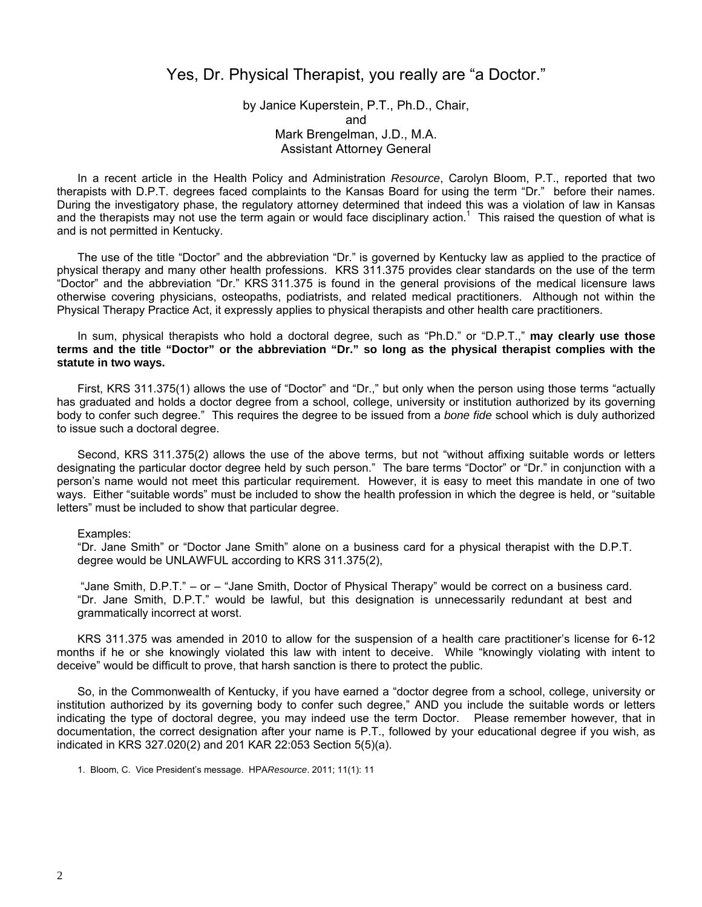# Yes, Dr. Physical Therapist, you really are "a Doctor."

by Janice Kuperstein, P.T., Ph.D., Chair,
and
Mark Brengelman, J.D., M.A.
Assistant Attorney General

In a recent article in the Health Policy and Administration *Resource*, Carolyn Bloom, P.T., reported that two therapists with D.P.T. degrees faced complaints to the Kansas Board for using the term "Dr." before their names. During the investigatory phase, the regulatory attorney determined that indeed this was a violation of law in Kansas and the therapists may not use the term again or would face disciplinary action.[1] This raised the question of what is and is not permitted in Kentucky.

The use of the title "Doctor" and the abbreviation "Dr." is governed by Kentucky law as applied to the practice of physical therapy and many other health professions. KRS 311.375 provides clear standards on the use of the term "Doctor" and the abbreviation "Dr." KRS 311.375 is found in the general provisions of the medical licensure laws otherwise covering physicians, osteopaths, podiatrists, and related medical practitioners. Although not within the Physical Therapy Practice Act, it expressly applies to physical therapists and other health care practitioners.

In sum, physical therapists who hold a doctoral degree, such as "Ph.D." or "D.P.T.," **may clearly use those terms and the title "Doctor" or the abbreviation "Dr." so long as the physical therapist complies with the statute in two ways.**

First, KRS 311.375(1) allows the use of "Doctor" and "Dr.," but only when the person using those terms "actually has graduated and holds a doctor degree from a school, college, university or institution authorized by its governing body to confer such degree." This requires the degree to be issued from a *bone fide* school which is duly authorized to issue such a doctoral degree.

Second, KRS 311.375(2) allows the use of the above terms, but not "without affixing suitable words or letters designating the particular doctor degree held by such person." The bare terms "Doctor" or "Dr." in conjunction with a person's name would not meet this particular requirement. However, it is easy to meet this mandate in one of two ways. Either "suitable words" must be included to show the health profession in which the degree is held, or "suitable letters" must be included to show that particular degree.

Examples:

"Dr. Jane Smith" or "Doctor Jane Smith" alone on a business card for a physical therapist with the D.P.T. degree would be UNLAWFUL according to KRS 311.375(2),

"Jane Smith, D.P.T." – or – "Jane Smith, Doctor of Physical Therapy" would be correct on a business card. "Dr. Jane Smith, D.P.T." would be lawful, but this designation is unnecessarily redundant at best and grammatically incorrect at worst.

KRS 311.375 was amended in 2010 to allow for the suspension of a health care practitioner's license for 6-12 months if he or she knowingly violated this law with intent to deceive. While "knowingly violating with intent to deceive" would be difficult to prove, that harsh sanction is there to protect the public.

So, in the Commonwealth of Kentucky, if you have earned a "doctor degree from a school, college, university or institution authorized by its governing body to confer such degree," AND you include the suitable words or letters indicating the type of doctoral degree, you may indeed use the term Doctor. Please remember however, that in documentation, the correct designation after your name is P.T., followed by your educational degree if you wish, as indicated in KRS 327.020(2) and 201 KAR 22:053 Section 5(5)(a).

1. Bloom, C. Vice President's message. HPA*Resource*. 2011; 11(1): 11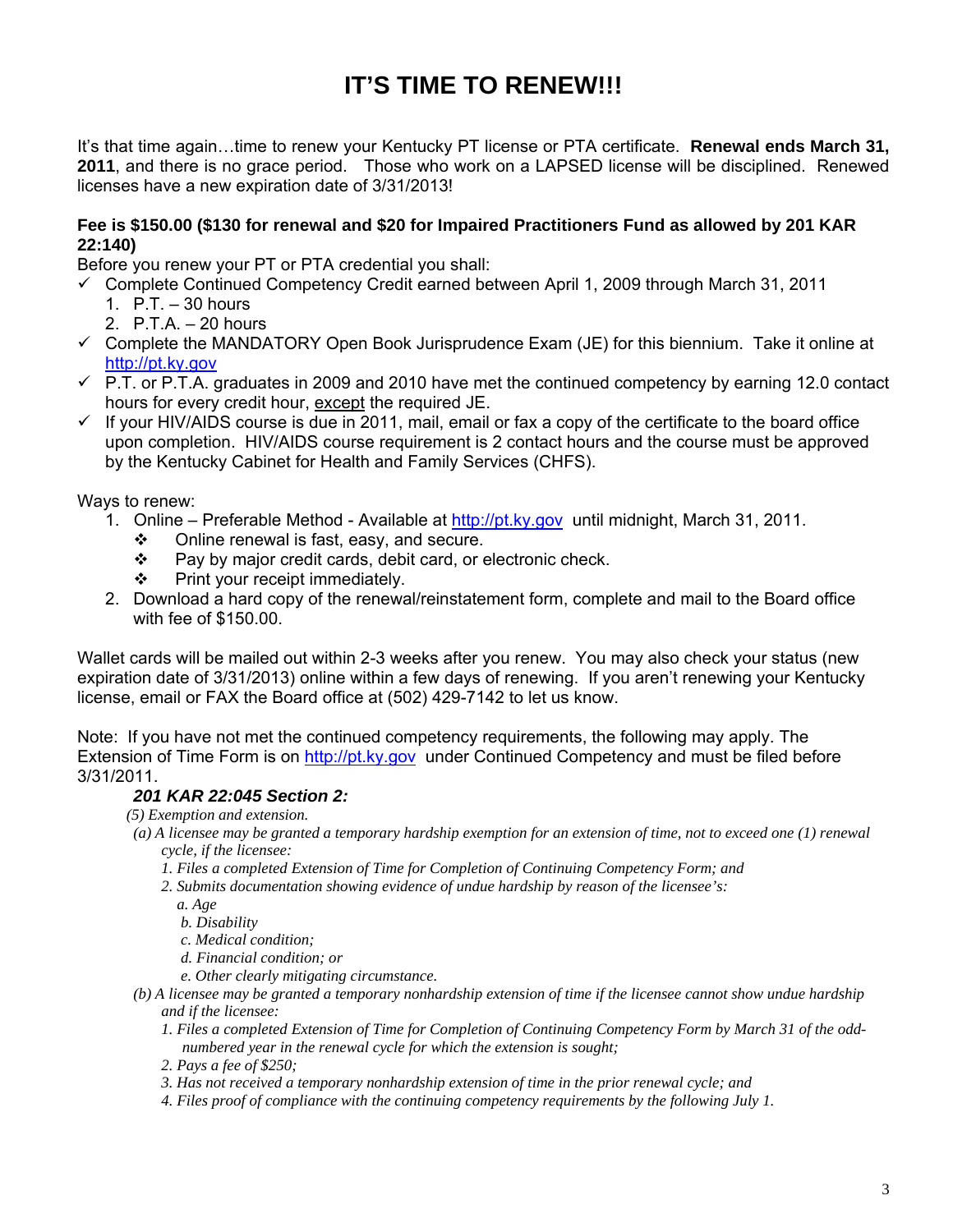# IT'S TIME TO RENEW!!!

It's that time again…time to renew your Kentucky PT license or PTA certificate. **Renewal ends March 31, 2011**, and there is no grace period. Those who work on a LAPSED license will be disciplined. Renewed licenses have a new expiration date of 3/31/2013!

**Fee is $150.00 ($130 for renewal and $20 for Impaired Practitioners Fund as allowed by 201 KAR 22:140)**

Before you renew your PT or PTA credential you shall:

- ✓ Complete Continued Competency Credit earned between April 1, 2009 through March 31, 2011
  1. P.T. – 30 hours
  2. P.T.A. – 20 hours
- ✓ Complete the MANDATORY Open Book Jurisprudence Exam (JE) for this biennium. Take it online at http://pt.ky.gov
- ✓ P.T. or P.T.A. graduates in 2009 and 2010 have met the continued competency by earning 12.0 contact hours for every credit hour, <u>except</u> the required JE.
- ✓ If your HIV/AIDS course is due in 2011, mail, email or fax a copy of the certificate to the board office upon completion. HIV/AIDS course requirement is 2 contact hours and the course must be approved by the Kentucky Cabinet for Health and Family Services (CHFS).

Ways to renew:

1. Online – Preferable Method - Available at http://pt.ky.gov until midnight, March 31, 2011.
   - ❖ Online renewal is fast, easy, and secure.
   - ❖ Pay by major credit cards, debit card, or electronic check.
   - ❖ Print your receipt immediately.
2. Download a hard copy of the renewal/reinstatement form, complete and mail to the Board office with fee of $150.00.

Wallet cards will be mailed out within 2-3 weeks after you renew. You may also check your status (new expiration date of 3/31/2013) online within a few days of renewing. If you aren't renewing your Kentucky license, email or FAX the Board office at (502) 429-7142 to let us know.

Note: If you have not met the continued competency requirements, the following may apply. The Extension of Time Form is on http://pt.ky.gov under Continued Competency and must be filed before 3/31/2011.

***201 KAR 22:045 Section 2:***

*(5) Exemption and extension.*

*(a) A licensee may be granted a temporary hardship exemption for an extension of time, not to exceed one (1) renewal cycle, if the licensee:*

*1. Files a completed Extension of Time for Completion of Continuing Competency Form; and*

*2. Submits documentation showing evidence of undue hardship by reason of the licensee's:*

*a. Age*

*b. Disability*

*c. Medical condition;*

*d. Financial condition; or*

*e. Other clearly mitigating circumstance.*

*(b) A licensee may be granted a temporary nonhardship extension of time if the licensee cannot show undue hardship and if the licensee:*

*1. Files a completed Extension of Time for Completion of Continuing Competency Form by March 31 of the odd-numbered year in the renewal cycle for which the extension is sought;*

*2. Pays a fee of $250;*

*3. Has not received a temporary nonhardship extension of time in the prior renewal cycle; and*

*4. Files proof of compliance with the continuing competency requirements by the following July 1.*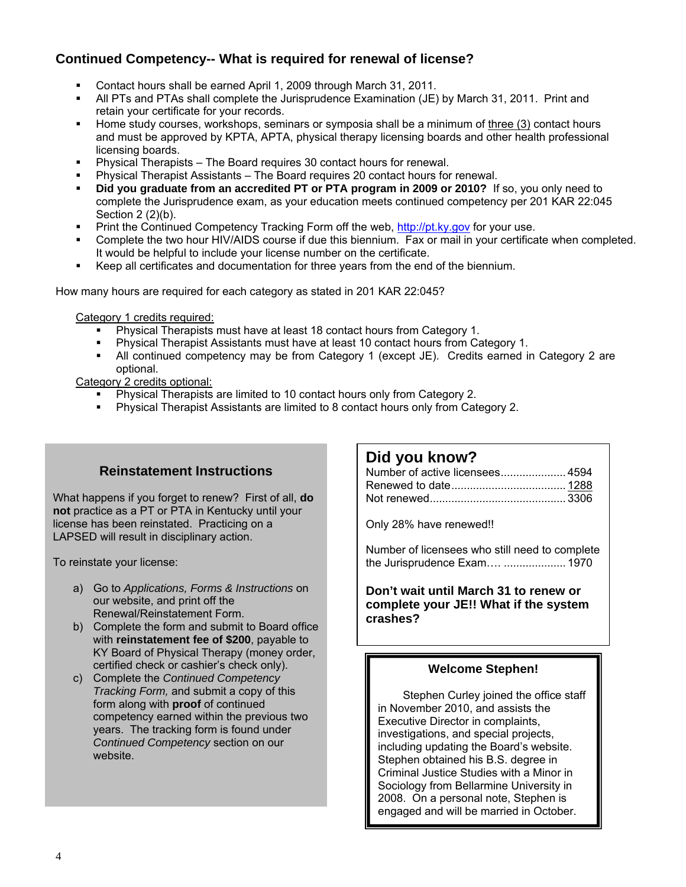## Continued Competency-- What is required for renewal of license?

- Contact hours shall be earned April 1, 2009 through March 31, 2011.
- All PTs and PTAs shall complete the Jurisprudence Examination (JE) by March 31, 2011. Print and retain your certificate for your records.
- Home study courses, workshops, seminars or symposia shall be a minimum of three (3) contact hours and must be approved by KPTA, APTA, physical therapy licensing boards and other health professional licensing boards.
- Physical Therapists – The Board requires 30 contact hours for renewal.
- Physical Therapist Assistants – The Board requires 20 contact hours for renewal.
- **Did you graduate from an accredited PT or PTA program in 2009 or 2010?** If so, you only need to complete the Jurisprudence exam, as your education meets continued competency per 201 KAR 22:045 Section 2 (2)(b).
- Print the Continued Competency Tracking Form off the web, http://pt.ky.gov for your use.
- Complete the two hour HIV/AIDS course if due this biennium. Fax or mail in your certificate when completed. It would be helpful to include your license number on the certificate.
- Keep all certificates and documentation for three years from the end of the biennium.

How many hours are required for each category as stated in 201 KAR 22:045?

Category 1 credits required:

- Physical Therapists must have at least 18 contact hours from Category 1.
- Physical Therapist Assistants must have at least 10 contact hours from Category 1.
- All continued competency may be from Category 1 (except JE). Credits earned in Category 2 are optional.

Category 2 credits optional:

- Physical Therapists are limited to 10 contact hours only from Category 2.
- Physical Therapist Assistants are limited to 8 contact hours only from Category 2.

### Reinstatement Instructions

What happens if you forget to renew? First of all, **do not** practice as a PT or PTA in Kentucky until your license has been reinstated. Practicing on a LAPSED will result in disciplinary action.

To reinstate your license:

a) Go to *Applications, Forms & Instructions* on our website, and print off the Renewal/Reinstatement Form.
b) Complete the form and submit to Board office with **reinstatement fee of $200**, payable to KY Board of Physical Therapy (money order, certified check or cashier's check only).
c) Complete the *Continued Competency Tracking Form,* and submit a copy of this form along with **proof** of continued competency earned within the previous two years. The tracking form is found under *Continued Competency* section on our website.

## Did you know?

Number of active licensees.................... 4594
Renewed to date.................................... 1288
Not renewed.......................................... 3306

Only 28% have renewed!!

Number of licensees who still need to complete the Jurisprudence Exam…. ................... 1970

**Don't wait until March 31 to renew or complete your JE!! What if the system crashes?**

### Welcome Stephen!

Stephen Curley joined the office staff in November 2010, and assists the Executive Director in complaints, investigations, and special projects, including updating the Board's website. Stephen obtained his B.S. degree in Criminal Justice Studies with a Minor in Sociology from Bellarmine University in 2008. On a personal note, Stephen is engaged and will be married in October.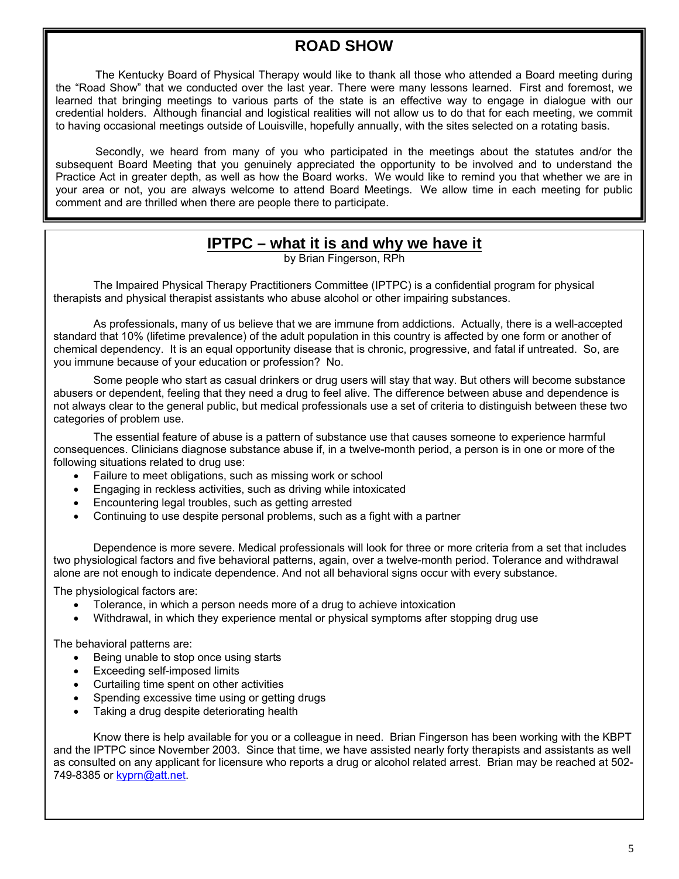## ROAD SHOW

The Kentucky Board of Physical Therapy would like to thank all those who attended a Board meeting during the "Road Show" that we conducted over the last year. There were many lessons learned. First and foremost, we learned that bringing meetings to various parts of the state is an effective way to engage in dialogue with our credential holders. Although financial and logistical realities will not allow us to do that for each meeting, we commit to having occasional meetings outside of Louisville, hopefully annually, with the sites selected on a rotating basis.

Secondly, we heard from many of you who participated in the meetings about the statutes and/or the subsequent Board Meeting that you genuinely appreciated the opportunity to be involved and to understand the Practice Act in greater depth, as well as how the Board works. We would like to remind you that whether we are in your area or not, you are always welcome to attend Board Meetings. We allow time in each meeting for public comment and are thrilled when there are people there to participate.

## IPTPC – what it is and why we have it

by Brian Fingerson, RPh

The Impaired Physical Therapy Practitioners Committee (IPTPC) is a confidential program for physical therapists and physical therapist assistants who abuse alcohol or other impairing substances.

As professionals, many of us believe that we are immune from addictions. Actually, there is a well-accepted standard that 10% (lifetime prevalence) of the adult population in this country is affected by one form or another of chemical dependency. It is an equal opportunity disease that is chronic, progressive, and fatal if untreated. So, are you immune because of your education or profession? No.

Some people who start as casual drinkers or drug users will stay that way. But others will become substance abusers or dependent, feeling that they need a drug to feel alive. The difference between abuse and dependence is not always clear to the general public, but medical professionals use a set of criteria to distinguish between these two categories of problem use.

The essential feature of abuse is a pattern of substance use that causes someone to experience harmful consequences. Clinicians diagnose substance abuse if, in a twelve-month period, a person is in one or more of the following situations related to drug use:

- Failure to meet obligations, such as missing work or school
- Engaging in reckless activities, such as driving while intoxicated
- Encountering legal troubles, such as getting arrested
- Continuing to use despite personal problems, such as a fight with a partner

Dependence is more severe. Medical professionals will look for three or more criteria from a set that includes two physiological factors and five behavioral patterns, again, over a twelve-month period. Tolerance and withdrawal alone are not enough to indicate dependence. And not all behavioral signs occur with every substance.

The physiological factors are:

- Tolerance, in which a person needs more of a drug to achieve intoxication
- Withdrawal, in which they experience mental or physical symptoms after stopping drug use

The behavioral patterns are:

- Being unable to stop once using starts
- Exceeding self-imposed limits
- Curtailing time spent on other activities
- Spending excessive time using or getting drugs
- Taking a drug despite deteriorating health

Know there is help available for you or a colleague in need. Brian Fingerson has been working with the KBPT and the IPTPC since November 2003. Since that time, we have assisted nearly forty therapists and assistants as well as consulted on any applicant for licensure who reports a drug or alcohol related arrest. Brian may be reached at 502-749-8385 or kyprn@att.net.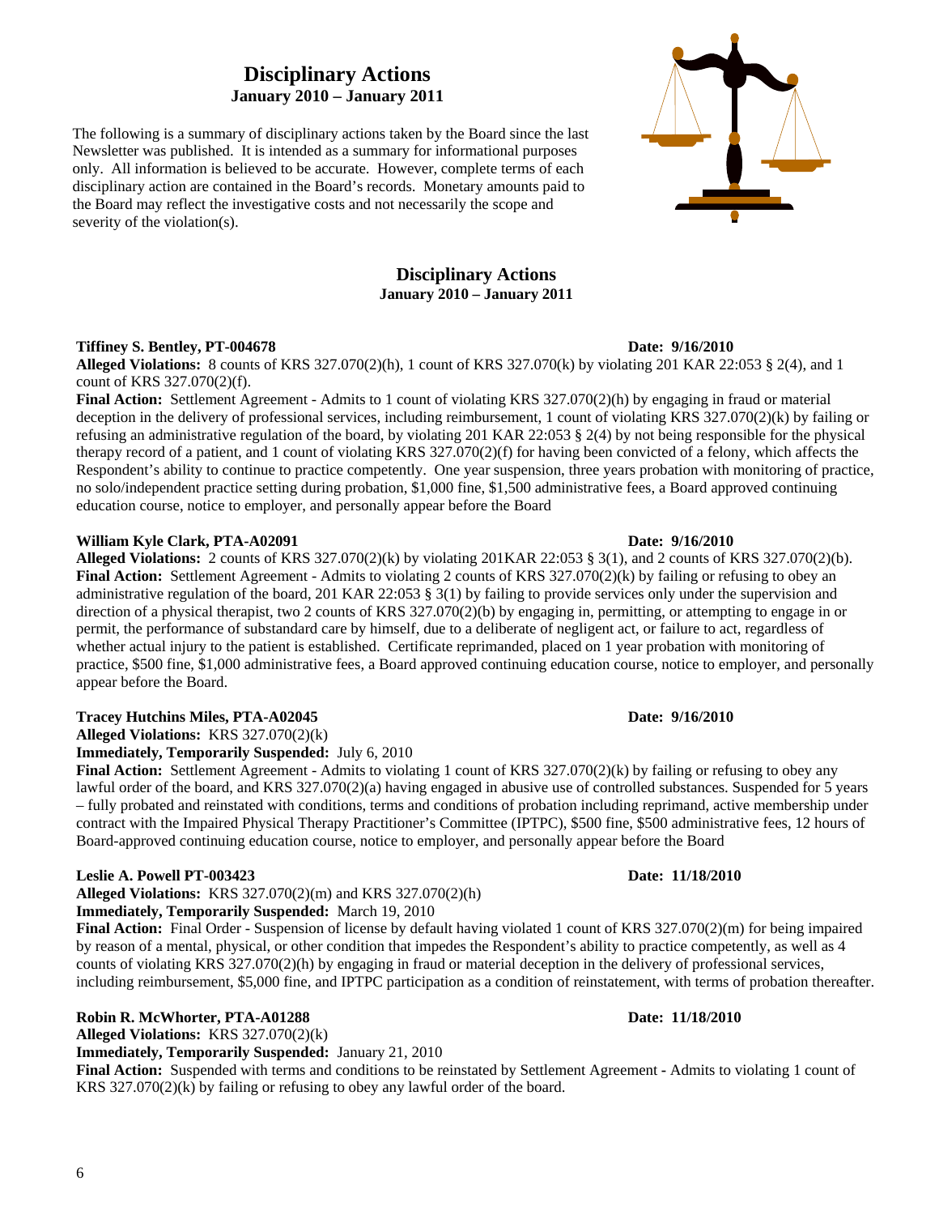# Disciplinary Actions

**January 2010 – January 2011**

The following is a summary of disciplinary actions taken by the Board since the last Newsletter was published. It is intended as a summary for informational purposes only. All information is believed to be accurate. However, complete terms of each disciplinary action are contained in the Board's records. Monetary amounts paid to the Board may reflect the investigative costs and not necessarily the scope and severity of the violation(s).

## Disciplinary Actions

**January 2010 – January 2011**

**Tiffiney S. Bentley, PT-004678** **Date: 9/16/2010**

**Alleged Violations:** 8 counts of KRS 327.070(2)(h), 1 count of KRS 327.070(k) by violating 201 KAR 22:053 § 2(4), and 1 count of KRS 327.070(2)(f).

**Final Action:** Settlement Agreement - Admits to 1 count of violating KRS 327.070(2)(h) by engaging in fraud or material deception in the delivery of professional services, including reimbursement, 1 count of violating KRS 327.070(2)(k) by failing or refusing an administrative regulation of the board, by violating 201 KAR 22:053 § 2(4) by not being responsible for the physical therapy record of a patient, and 1 count of violating KRS 327.070(2)(f) for having been convicted of a felony, which affects the Respondent's ability to continue to practice competently. One year suspension, three years probation with monitoring of practice, no solo/independent practice setting during probation, $1,000 fine, $1,500 administrative fees, a Board approved continuing education course, notice to employer, and personally appear before the Board

**William Kyle Clark, PTA-A02091** **Date: 9/16/2010**

**Alleged Violations:** 2 counts of KRS 327.070(2)(k) by violating 201KAR 22:053 § 3(1), and 2 counts of KRS 327.070(2)(b).

**Final Action:** Settlement Agreement - Admits to violating 2 counts of KRS 327.070(2)(k) by failing or refusing to obey an administrative regulation of the board, 201 KAR 22:053 § 3(1) by failing to provide services only under the supervision and direction of a physical therapist, two 2 counts of KRS 327.070(2)(b) by engaging in, permitting, or attempting to engage in or permit, the performance of substandard care by himself, due to a deliberate of negligent act, or failure to act, regardless of whether actual injury to the patient is established. Certificate reprimanded, placed on 1 year probation with monitoring of practice, $500 fine, $1,000 administrative fees, a Board approved continuing education course, notice to employer, and personally appear before the Board.

**Tracey Hutchins Miles, PTA-A02045** **Date: 9/16/2010**

**Alleged Violations:** KRS 327.070(2)(k)

**Immediately, Temporarily Suspended:** July 6, 2010

**Final Action:** Settlement Agreement - Admits to violating 1 count of KRS 327.070(2)(k) by failing or refusing to obey any lawful order of the board, and KRS 327.070(2)(a) having engaged in abusive use of controlled substances. Suspended for 5 years – fully probated and reinstated with conditions, terms and conditions of probation including reprimand, active membership under contract with the Impaired Physical Therapy Practitioner's Committee (IPTPC), $500 fine, $500 administrative fees, 12 hours of Board-approved continuing education course, notice to employer, and personally appear before the Board

**Leslie A. Powell PT-003423** **Date: 11/18/2010**

**Alleged Violations:** KRS 327.070(2)(m) and KRS 327.070(2)(h)

**Immediately, Temporarily Suspended:** March 19, 2010

**Final Action:** Final Order - Suspension of license by default having violated 1 count of KRS 327.070(2)(m) for being impaired by reason of a mental, physical, or other condition that impedes the Respondent's ability to practice competently, as well as 4 counts of violating KRS 327.070(2)(h) by engaging in fraud or material deception in the delivery of professional services, including reimbursement, $5,000 fine, and IPTPC participation as a condition of reinstatement, with terms of probation thereafter.

**Robin R. McWhorter, PTA-A01288** **Date: 11/18/2010**

**Alleged Violations:** KRS 327.070(2)(k)

**Immediately, Temporarily Suspended:** January 21, 2010

**Final Action:** Suspended with terms and conditions to be reinstated by Settlement Agreement - Admits to violating 1 count of KRS 327.070(2)(k) by failing or refusing to obey any lawful order of the board.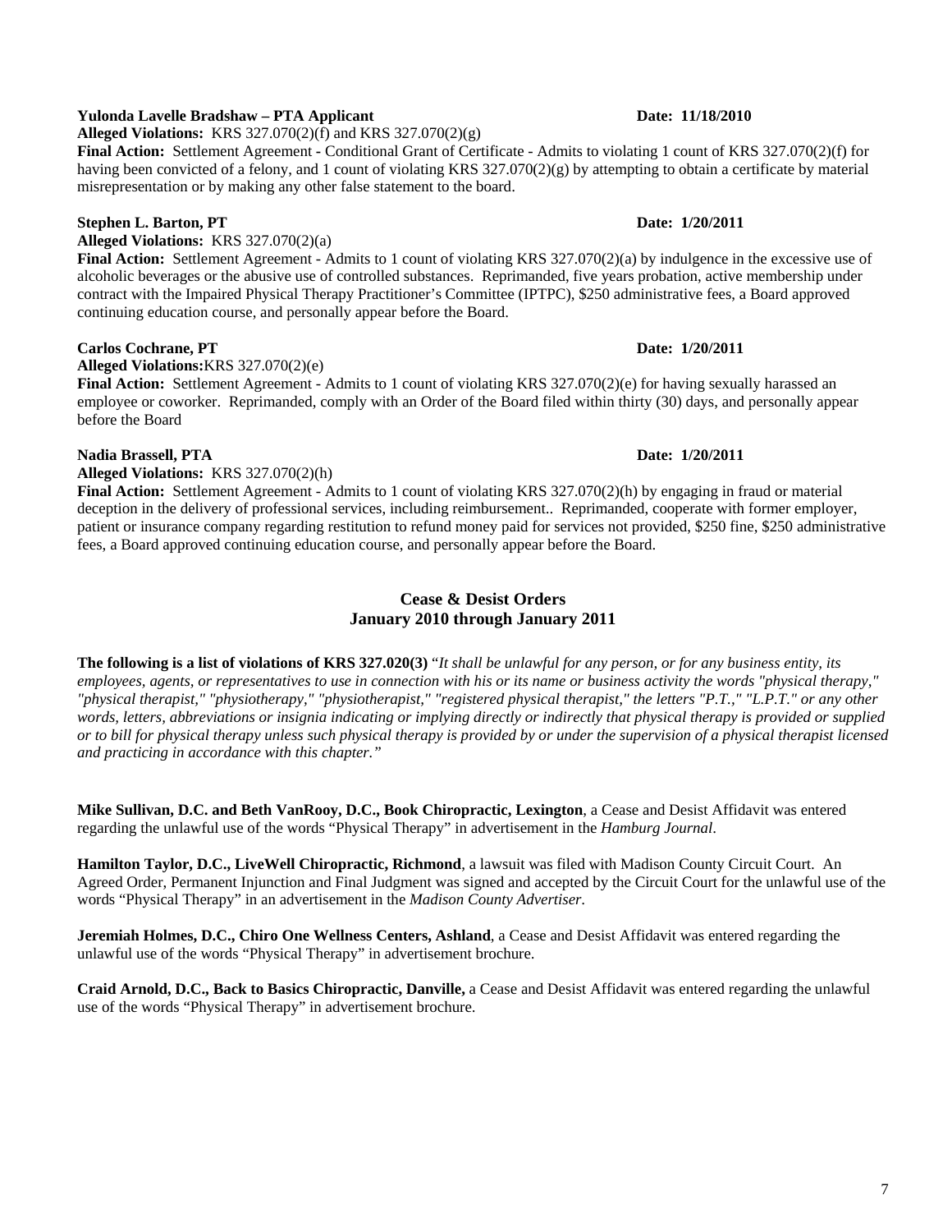**Yulonda Lavelle Bradshaw – PTA Applicant** **Date: 11/18/2010**
**Alleged Violations:** KRS 327.070(2)(f) and KRS 327.070(2)(g)
**Final Action:** Settlement Agreement - Conditional Grant of Certificate - Admits to violating 1 count of KRS 327.070(2)(f) for having been convicted of a felony, and 1 count of violating KRS 327.070(2)(g) by attempting to obtain a certificate by material misrepresentation or by making any other false statement to the board.

**Stephen L. Barton, PT** **Date: 1/20/2011**
**Alleged Violations:** KRS 327.070(2)(a)
**Final Action:** Settlement Agreement - Admits to 1 count of violating KRS 327.070(2)(a) by indulgence in the excessive use of alcoholic beverages or the abusive use of controlled substances. Reprimanded, five years probation, active membership under contract with the Impaired Physical Therapy Practitioner's Committee (IPTPC), $250 administrative fees, a Board approved continuing education course, and personally appear before the Board.

**Carlos Cochrane, PT** **Date: 1/20/2011**
**Alleged Violations:**KRS 327.070(2)(e)
**Final Action:** Settlement Agreement - Admits to 1 count of violating KRS 327.070(2)(e) for having sexually harassed an employee or coworker. Reprimanded, comply with an Order of the Board filed within thirty (30) days, and personally appear before the Board

**Nadia Brassell, PTA** **Date: 1/20/2011**
**Alleged Violations:** KRS 327.070(2)(h)
**Final Action:** Settlement Agreement - Admits to 1 count of violating KRS 327.070(2)(h) by engaging in fraud or material deception in the delivery of professional services, including reimbursement.. Reprimanded, cooperate with former employer, patient or insurance company regarding restitution to refund money paid for services not provided, $250 fine, $250 administrative fees, a Board approved continuing education course, and personally appear before the Board.

## Cease & Desist Orders
## January 2010 through January 2011

**The following is a list of violations of KRS 327.020(3)** "*It shall be unlawful for any person, or for any business entity, its employees, agents, or representatives to use in connection with his or its name or business activity the words "physical therapy," "physical therapist," "physiotherapy," "physiotherapist," "registered physical therapist," the letters "P.T.," "L.P.T." or any other words, letters, abbreviations or insignia indicating or implying directly or indirectly that physical therapy is provided or supplied or to bill for physical therapy unless such physical therapy is provided by or under the supervision of a physical therapist licensed and practicing in accordance with this chapter.*"

**Mike Sullivan, D.C. and Beth VanRooy, D.C., Book Chiropractic, Lexington**, a Cease and Desist Affidavit was entered regarding the unlawful use of the words "Physical Therapy" in advertisement in the *Hamburg Journal*.

**Hamilton Taylor, D.C., LiveWell Chiropractic, Richmond**, a lawsuit was filed with Madison County Circuit Court. An Agreed Order, Permanent Injunction and Final Judgment was signed and accepted by the Circuit Court for the unlawful use of the words "Physical Therapy" in an advertisement in the *Madison County Advertiser*.

**Jeremiah Holmes, D.C., Chiro One Wellness Centers, Ashland**, a Cease and Desist Affidavit was entered regarding the unlawful use of the words "Physical Therapy" in advertisement brochure.

**Craid Arnold, D.C., Back to Basics Chiropractic, Danville,** a Cease and Desist Affidavit was entered regarding the unlawful use of the words "Physical Therapy" in advertisement brochure.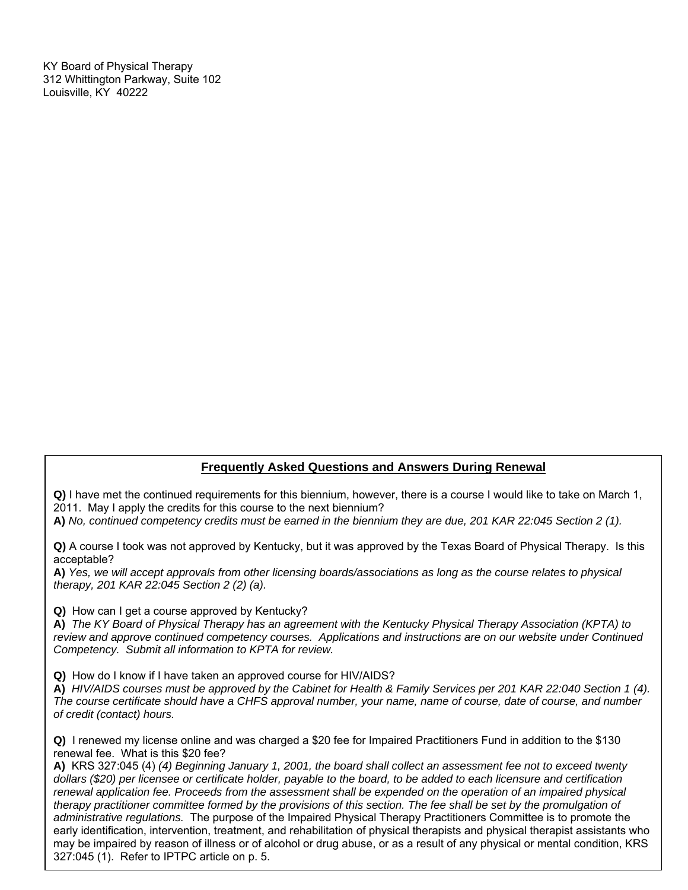KY Board of Physical Therapy
312 Whittington Parkway, Suite 102
Louisville, KY 40222

## Frequently Asked Questions and Answers During Renewal

**Q)** I have met the continued requirements for this biennium, however, there is a course I would like to take on March 1, 2011. May I apply the credits for this course to the next biennium?
**A)** *No, continued competency credits must be earned in the biennium they are due, 201 KAR 22:045 Section 2 (1).*

**Q)** A course I took was not approved by Kentucky, but it was approved by the Texas Board of Physical Therapy. Is this acceptable?
**A)** *Yes, we will accept approvals from other licensing boards/associations as long as the course relates to physical therapy, 201 KAR 22:045 Section 2 (2) (a).*

**Q)** How can I get a course approved by Kentucky?
**A)** *The KY Board of Physical Therapy has an agreement with the Kentucky Physical Therapy Association (KPTA) to review and approve continued competency courses. Applications and instructions are on our website under Continued Competency. Submit all information to KPTA for review.*

**Q)** How do I know if I have taken an approved course for HIV/AIDS?
**A)** *HIV/AIDS courses must be approved by the Cabinet for Health & Family Services per 201 KAR 22:040 Section 1 (4). The course certificate should have a CHFS approval number, your name, name of course, date of course, and number of credit (contact) hours.*

**Q)** I renewed my license online and was charged a $20 fee for Impaired Practitioners Fund in addition to the $130 renewal fee. What is this $20 fee?
**A)** KRS 327:045 (4) *(4) Beginning January 1, 2001, the board shall collect an assessment fee not to exceed twenty dollars ($20) per licensee or certificate holder, payable to the board, to be added to each licensure and certification renewal application fee. Proceeds from the assessment shall be expended on the operation of an impaired physical therapy practitioner committee formed by the provisions of this section. The fee shall be set by the promulgation of administrative regulations.* The purpose of the Impaired Physical Therapy Practitioners Committee is to promote the early identification, intervention, treatment, and rehabilitation of physical therapists and physical therapist assistants who may be impaired by reason of illness or of alcohol or drug abuse, or as a result of any physical or mental condition, KRS 327:045 (1). Refer to IPTPC article on p. 5.